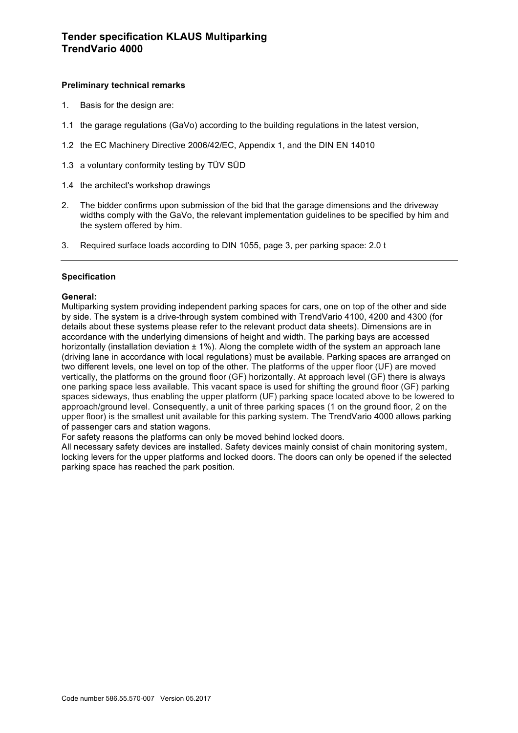# Tender specification KLAUS Multiparking TrendVario 4000

### Preliminary technical remarks

1. Basis for the design are:

1.1 the garage regulations (GaVo) according to the building regulations in the latest version,

1.2 the EC Machinery Directive 2006/42/EC, Appendix 1, and the DIN EN 14010

1.3 a voluntary conformity testing by TÜV SÜD

1.4 the architect's workshop drawings

2. The bidder confirms upon submission of the bid that the garage dimensions and the driveway widths comply with the GaVo, the relevant implementation guidelines to be specified by him and the system offered by him.

3. Required surface loads according to DIN 1055, page 3, per parking space: 2.0 t

---

### Specification

**General:**
Multiparking system providing independent parking spaces for cars, one on top of the other and side by side. The system is a drive-through system combined with TrendVario 4100, 4200 and 4300 (for details about these systems please refer to the relevant product data sheets). Dimensions are in accordance with the underlying dimensions of height and width. The parking bays are accessed horizontally (installation deviation ± 1%). Along the complete width of the system an approach lane (driving lane in accordance with local regulations) must be available. Parking spaces are arranged on two different levels, one level on top of the other. The platforms of the upper floor (UF) are moved vertically, the platforms on the ground floor (GF) horizontally. At approach level (GF) there is always one parking space less available. This vacant space is used for shifting the ground floor (GF) parking spaces sideways, thus enabling the upper platform (UF) parking space located above to be lowered to approach/ground level. Consequently, a unit of three parking spaces (1 on the ground floor, 2 on the upper floor) is the smallest unit available for this parking system. The TrendVario 4000 allows parking of passenger cars and station wagons.
For safety reasons the platforms can only be moved behind locked doors.
All necessary safety devices are installed. Safety devices mainly consist of chain monitoring system, locking levers for the upper platforms and locked doors. The doors can only be opened if the selected parking space has reached the park position.

Code number 586.55.570-007 Version 05.2017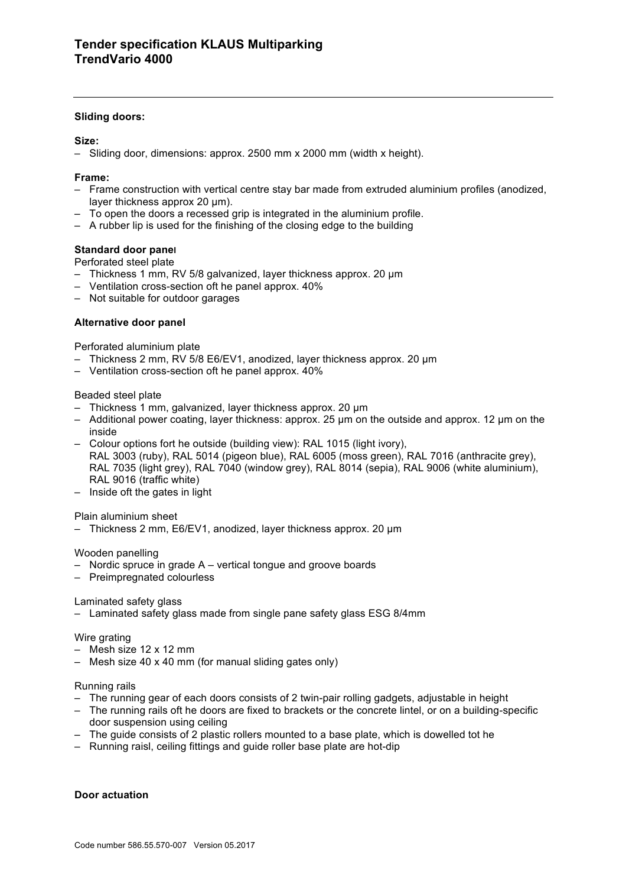**Sliding doors:**

**Size:**
- Sliding door, dimensions: approx. 2500 mm x 2000 mm (width x height).

**Frame:**
- Frame construction with vertical centre stay bar made from extruded aluminium profiles (anodized, layer thickness approx 20 µm).
- To open the doors a recessed grip is integrated in the aluminium profile.
- A rubber lip is used for the finishing of the closing edge to the building

**Standard door panel**

Perforated steel plate
- Thickness 1 mm, RV 5/8 galvanized, layer thickness approx. 20 µm
- Ventilation cross-section oft he panel approx. 40%
- Not suitable for outdoor garages

**Alternative door panel**

Perforated aluminium plate
- Thickness 2 mm, RV 5/8 E6/EV1, anodized, layer thickness approx. 20 µm
- Ventilation cross-section oft he panel approx. 40%

Beaded steel plate
- Thickness 1 mm, galvanized, layer thickness approx. 20 µm
- Additional power coating, layer thickness: approx. 25 µm on the outside and approx. 12 µm on the inside
- Colour options fort he outside (building view): RAL 1015 (light ivory), RAL 3003 (ruby), RAL 5014 (pigeon blue), RAL 6005 (moss green), RAL 7016 (anthracite grey), RAL 7035 (light grey), RAL 7040 (window grey), RAL 8014 (sepia), RAL 9006 (white aluminium), RAL 9016 (traffic white)
- Inside oft the gates in light

Plain aluminium sheet
- Thickness 2 mm, E6/EV1, anodized, layer thickness approx. 20 µm

Wooden panelling
- Nordic spruce in grade A – vertical tongue and groove boards
- Preimpregnated colourless

Laminated safety glass
- Laminated safety glass made from single pane safety glass ESG 8/4mm

Wire grating
- Mesh size 12 x 12 mm
- Mesh size 40 x 40 mm (for manual sliding gates only)

Running rails
- The running gear of each doors consists of 2 twin-pair rolling gadgets, adjustable in height
- The running rails oft he doors are fixed to brackets or the concrete lintel, or on a building-specific door suspension using ceiling
- The guide consists of 2 plastic rollers mounted to a base plate, which is dowelled tot he
- Running raisl, ceiling fittings and guide roller base plate are hot-dip

**Door actuation**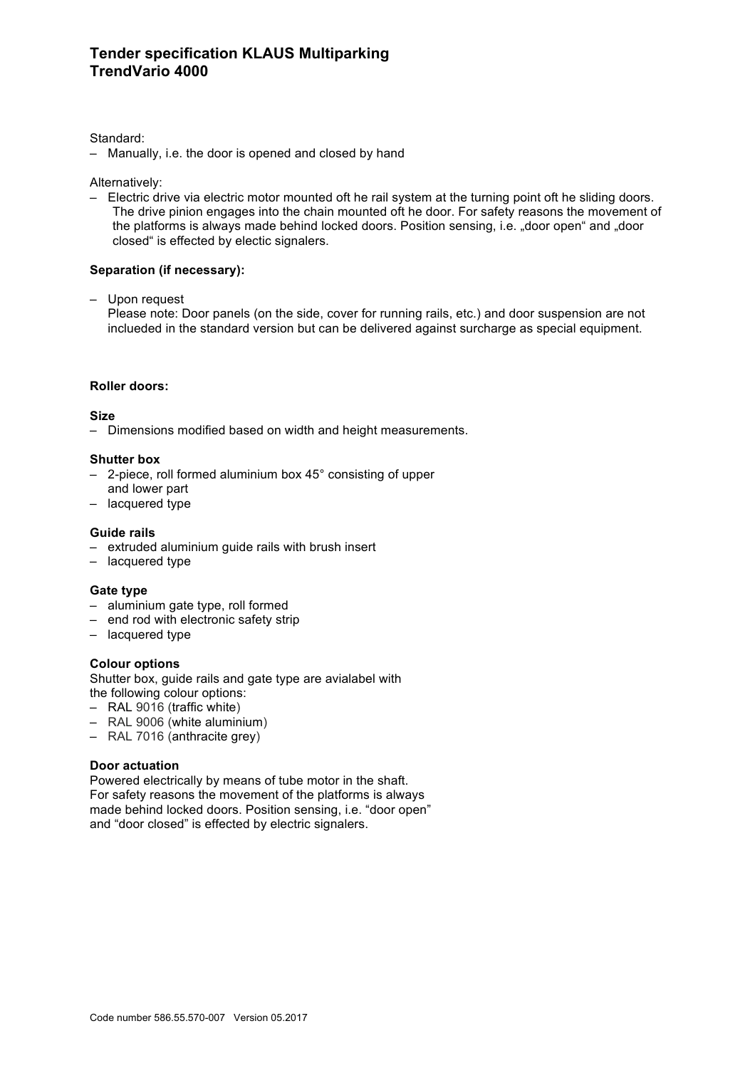Standard:

– Manually, i.e. the door is opened and closed by hand

Alternatively:

– Electric drive via electric motor mounted oft he rail system at the turning point oft he sliding doors. The drive pinion engages into the chain mounted oft he door. For safety reasons the movement of the platforms is always made behind locked doors. Position sensing, i.e. „door open“ and „door closed“ is effected by electic signalers.

**Separation (if necessary):**

– Upon request
  Please note: Door panels (on the side, cover for running rails, etc.) and door suspension are not inclueded in the standard version but can be delivered against surcharge as special equipment.

**Roller doors:**

**Size**
– Dimensions modified based on width and height measurements.

**Shutter box**
– 2-piece, roll formed aluminium box 45° consisting of upper and lower part
– lacquered type

**Guide rails**
– extruded aluminium guide rails with brush insert
– lacquered type

**Gate type**
– aluminium gate type, roll formed
– end rod with electronic safety strip
– lacquered type

**Colour options**
Shutter box, guide rails and gate type are avialabel with the following colour options:
– RAL 9016 (traffic white)
– RAL 9006 (white aluminium)
– RAL 7016 (anthracite grey)

**Door actuation**
Powered electrically by means of tube motor in the shaft. For safety reasons the movement of the platforms is always made behind locked doors. Position sensing, i.e. “door open” and “door closed” is effected by electric signalers.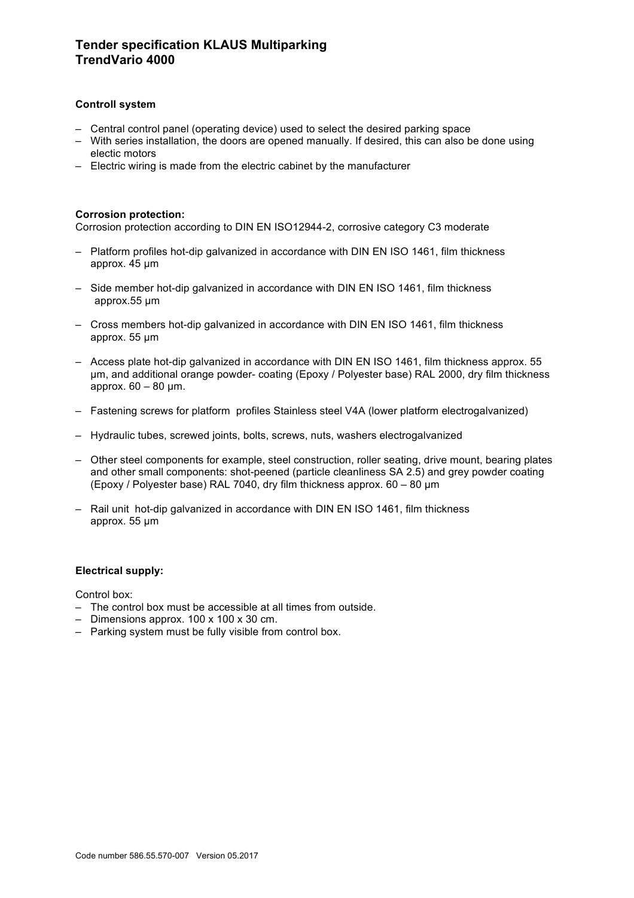# Tender specification KLAUS Multiparking
# TrendVario 4000

**Controll system**

- Central control panel (operating device) used to select the desired parking space
- With series installation, the doors are opened manually. If desired, this can also be done using electic motors
- Electric wiring is made from the electric cabinet by the manufacturer

**Corrosion protection:**

Corrosion protection according to DIN EN ISO12944-2, corrosive category C3 moderate

- Platform profiles hot-dip galvanized in accordance with DIN EN ISO 1461, film thickness approx. 45 µm
- Side member hot-dip galvanized in accordance with DIN EN ISO 1461, film thickness approx.55 µm
- Cross members hot-dip galvanized in accordance with DIN EN ISO 1461, film thickness approx. 55 µm
- Access plate hot-dip galvanized in accordance with DIN EN ISO 1461, film thickness approx. 55 µm, and additional orange powder- coating (Epoxy / Polyester base) RAL 2000, dry film thickness approx. 60 – 80 µm.
- Fastening screws for platform profiles Stainless steel V4A (lower platform electrogalvanized)
- Hydraulic tubes, screwed joints, bolts, screws, nuts, washers electrogalvanized
- Other steel components for example, steel construction, roller seating, drive mount, bearing plates and other small components: shot-peened (particle cleanliness SA 2.5) and grey powder coating (Epoxy / Polyester base) RAL 7040, dry film thickness approx. 60 – 80 µm
- Rail unit hot-dip galvanized in accordance with DIN EN ISO 1461, film thickness approx. 55 µm

**Electrical supply:**

Control box:

- The control box must be accessible at all times from outside.
- Dimensions approx. 100 x 100 x 30 cm.
- Parking system must be fully visible from control box.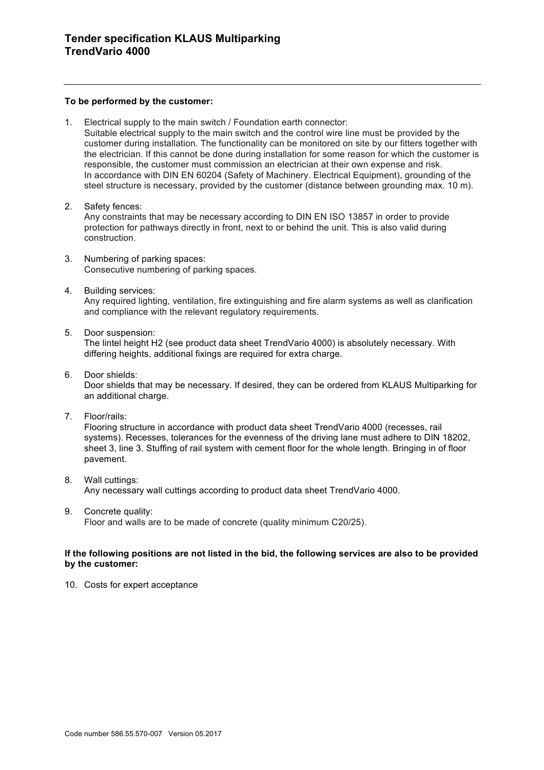# Tender specification KLAUS Multiparking TrendVario 4000

**To be performed by the customer:**

1. Electrical supply to the main switch / Foundation earth connector:
   Suitable electrical supply to the main switch and the control wire line must be provided by the customer during installation. The functionality can be monitored on site by our fitters together with the electrician. If this cannot be done during installation for some reason for which the customer is responsible, the customer must commission an electrician at their own expense and risk.
   In accordance with DIN EN 60204 (Safety of Machinery. Electrical Equipment), grounding of the steel structure is necessary, provided by the customer (distance between grounding max. 10 m).

2. Safety fences:
   Any constraints that may be necessary according to DIN EN ISO 13857 in order to provide protection for pathways directly in front, next to or behind the unit. This is also valid during construction.

3. Numbering of parking spaces:
   Consecutive numbering of parking spaces.

4. Building services:
   Any required lighting, ventilation, fire extinguishing and fire alarm systems as well as clarification and compliance with the relevant regulatory requirements.

5. Door suspension:
   The lintel height H2 (see product data sheet TrendVario 4000) is absolutely necessary. With differing heights, additional fixings are required for extra charge.

6. Door shields:
   Door shields that may be necessary. If desired, they can be ordered from KLAUS Multiparking for an additional charge.

7. Floor/rails:
   Flooring structure in accordance with product data sheet TrendVario 4000 (recesses, rail systems). Recesses, tolerances for the evenness of the driving lane must adhere to DIN 18202, sheet 3, line 3. Stuffing of rail system with cement floor for the whole length. Bringing in of floor pavement.

8. Wall cuttings:
   Any necessary wall cuttings according to product data sheet TrendVario 4000.

9. Concrete quality:
   Floor and walls are to be made of concrete (quality minimum C20/25).

**If the following positions are not listed in the bid, the following services are also to be provided by the customer:**

10. Costs for expert acceptance

Code number 586.55.570-007 Version 05.2017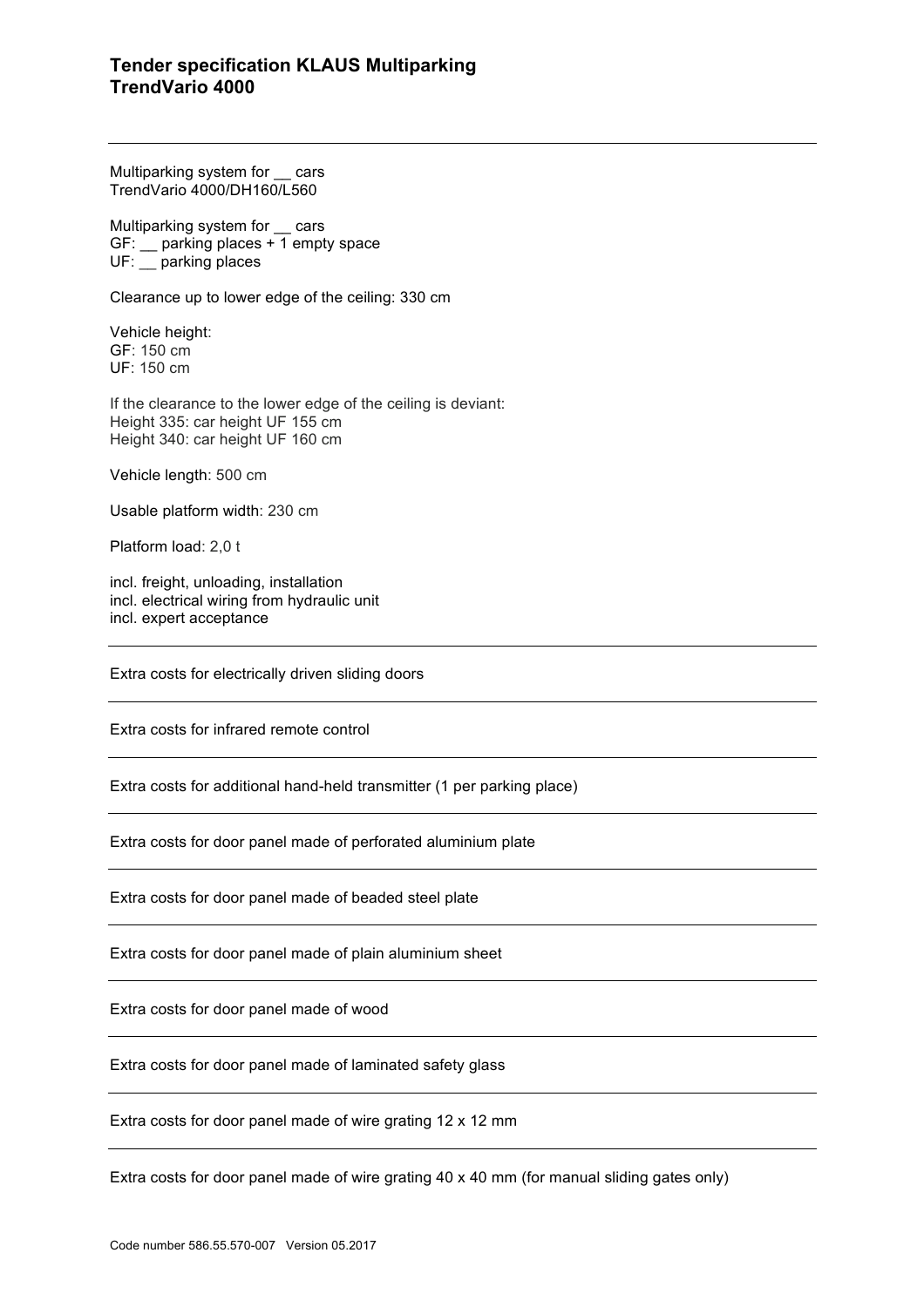# Tender specification KLAUS Multiparking TrendVario 4000

---

Multiparking system for __ cars
TrendVario 4000/DH160/L560

Multiparking system for __ cars
GF: __ parking places + 1 empty space
UF: __ parking places

Clearance up to lower edge of the ceiling: 330 cm

Vehicle height:
GF: 150 cm
UF: 150 cm

If the clearance to the lower edge of the ceiling is deviant:
Height 335: car height UF 155 cm
Height 340: car height UF 160 cm

Vehicle length: 500 cm

Usable platform width: 230 cm

Platform load: 2,0 t

incl. freight, unloading, installation
incl. electrical wiring from hydraulic unit
incl. expert acceptance

---

Extra costs for electrically driven sliding doors

---

Extra costs for infrared remote control

---

Extra costs for additional hand-held transmitter (1 per parking place)

---

Extra costs for door panel made of perforated aluminium plate

---

Extra costs for door panel made of beaded steel plate

---

Extra costs for door panel made of plain aluminium sheet

---

Extra costs for door panel made of wood

---

Extra costs for door panel made of laminated safety glass

---

Extra costs for door panel made of wire grating 12 x 12 mm

---

Extra costs for door panel made of wire grating 40 x 40 mm (for manual sliding gates only)

Code number 586.55.570-007 Version 05.2017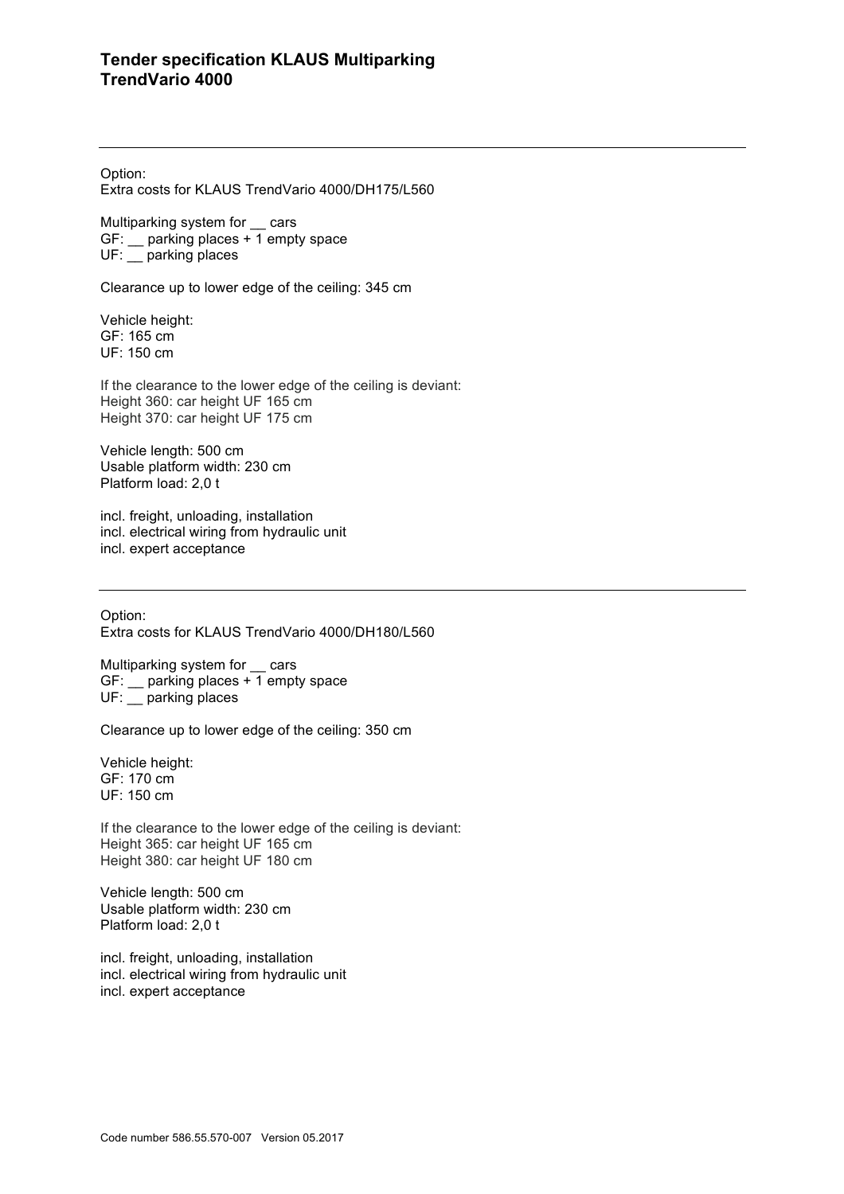## Tender specification KLAUS Multiparking TrendVario 4000

---

Option:
Extra costs for KLAUS TrendVario 4000/DH175/L560

Multiparking system for __ cars
GF: __ parking places + 1 empty space
UF: __ parking places

Clearance up to lower edge of the ceiling: 345 cm

Vehicle height:
GF: 165 cm
UF: 150 cm

If the clearance to the lower edge of the ceiling is deviant:
Height 360: car height UF 165 cm
Height 370: car height UF 175 cm

Vehicle length: 500 cm
Usable platform width: 230 cm
Platform load: 2,0 t

incl. freight, unloading, installation
incl. electrical wiring from hydraulic unit
incl. expert acceptance

---

Option:
Extra costs for KLAUS TrendVario 4000/DH180/L560

Multiparking system for __ cars
GF: __ parking places + 1 empty space
UF: __ parking places

Clearance up to lower edge of the ceiling: 350 cm

Vehicle height:
GF: 170 cm
UF: 150 cm

If the clearance to the lower edge of the ceiling is deviant:
Height 365: car height UF 165 cm
Height 380: car height UF 180 cm

Vehicle length: 500 cm
Usable platform width: 230 cm
Platform load: 2,0 t

incl. freight, unloading, installation
incl. electrical wiring from hydraulic unit
incl. expert acceptance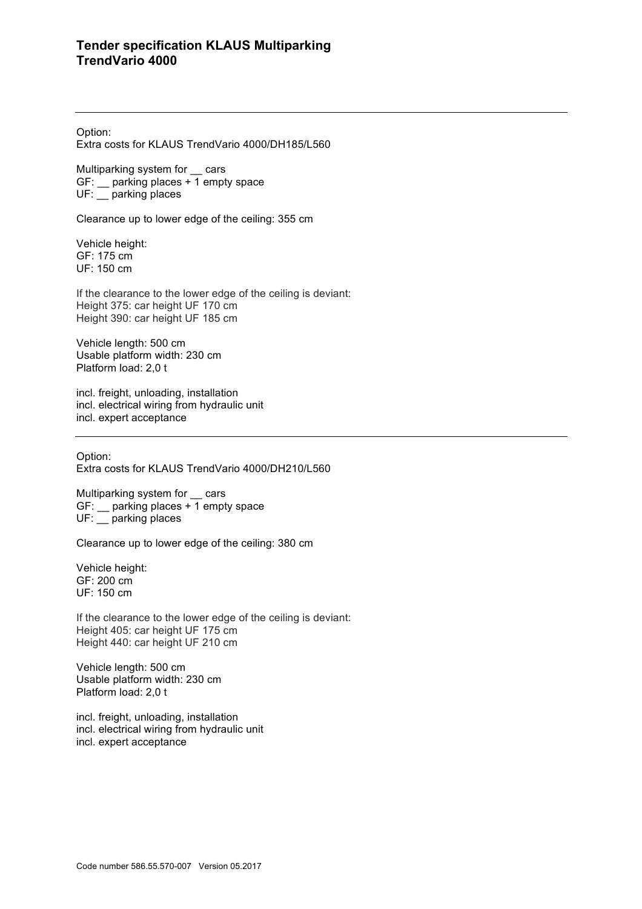## Tender specification KLAUS Multiparking TrendVario 4000

---

Option:
Extra costs for KLAUS TrendVario 4000/DH185/L560

Multiparking system for __ cars
GF: __ parking places + 1 empty space
UF: __ parking places

Clearance up to lower edge of the ceiling: 355 cm

Vehicle height:
GF: 175 cm
UF: 150 cm

If the clearance to the lower edge of the ceiling is deviant:
Height 375: car height UF 170 cm
Height 390: car height UF 185 cm

Vehicle length: 500 cm
Usable platform width: 230 cm
Platform load: 2,0 t

incl. freight, unloading, installation
incl. electrical wiring from hydraulic unit
incl. expert acceptance

---

Option:
Extra costs for KLAUS TrendVario 4000/DH210/L560

Multiparking system for __ cars
GF: __ parking places + 1 empty space
UF: __ parking places

Clearance up to lower edge of the ceiling: 380 cm

Vehicle height:
GF: 200 cm
UF: 150 cm

If the clearance to the lower edge of the ceiling is deviant:
Height 405: car height UF 175 cm
Height 440: car height UF 210 cm

Vehicle length: 500 cm
Usable platform width: 230 cm
Platform load: 2,0 t

incl. freight, unloading, installation
incl. electrical wiring from hydraulic unit
incl. expert acceptance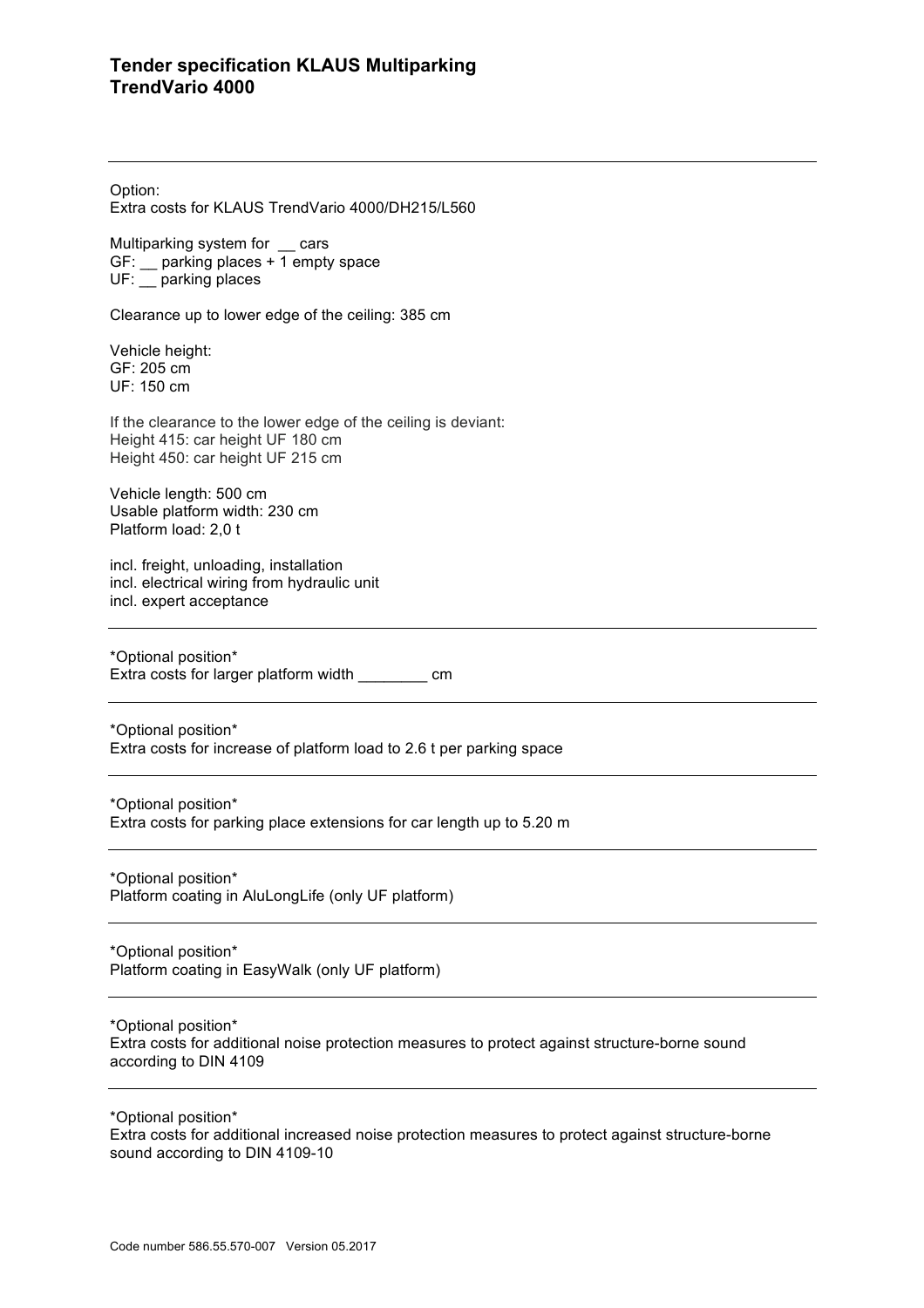**Tender specification KLAUS Multiparking TrendVario 4000**

---

Option:
Extra costs for KLAUS TrendVario 4000/DH215/L560

Multiparking system for __ cars
GF: __ parking places + 1 empty space
UF: __ parking places

Clearance up to lower edge of the ceiling: 385 cm

Vehicle height:
GF: 205 cm
UF: 150 cm

If the clearance to the lower edge of the ceiling is deviant:
Height 415: car height UF 180 cm
Height 450: car height UF 215 cm

Vehicle length: 500 cm
Usable platform width: 230 cm
Platform load: 2,0 t

incl. freight, unloading, installation
incl. electrical wiring from hydraulic unit
incl. expert acceptance

---

*Optional position*
Extra costs for larger platform width ________ cm

---

*Optional position*
Extra costs for increase of platform load to 2.6 t per parking space

---

*Optional position*
Extra costs for parking place extensions for car length up to 5.20 m

---

*Optional position*
Platform coating in AluLongLife (only UF platform)

---

*Optional position*
Platform coating in EasyWalk (only UF platform)

---

*Optional position*
Extra costs for additional noise protection measures to protect against structure-borne sound according to DIN 4109

---

*Optional position*
Extra costs for additional increased noise protection measures to protect against structure-borne sound according to DIN 4109-10

Code number 586.55.570-007 Version 05.2017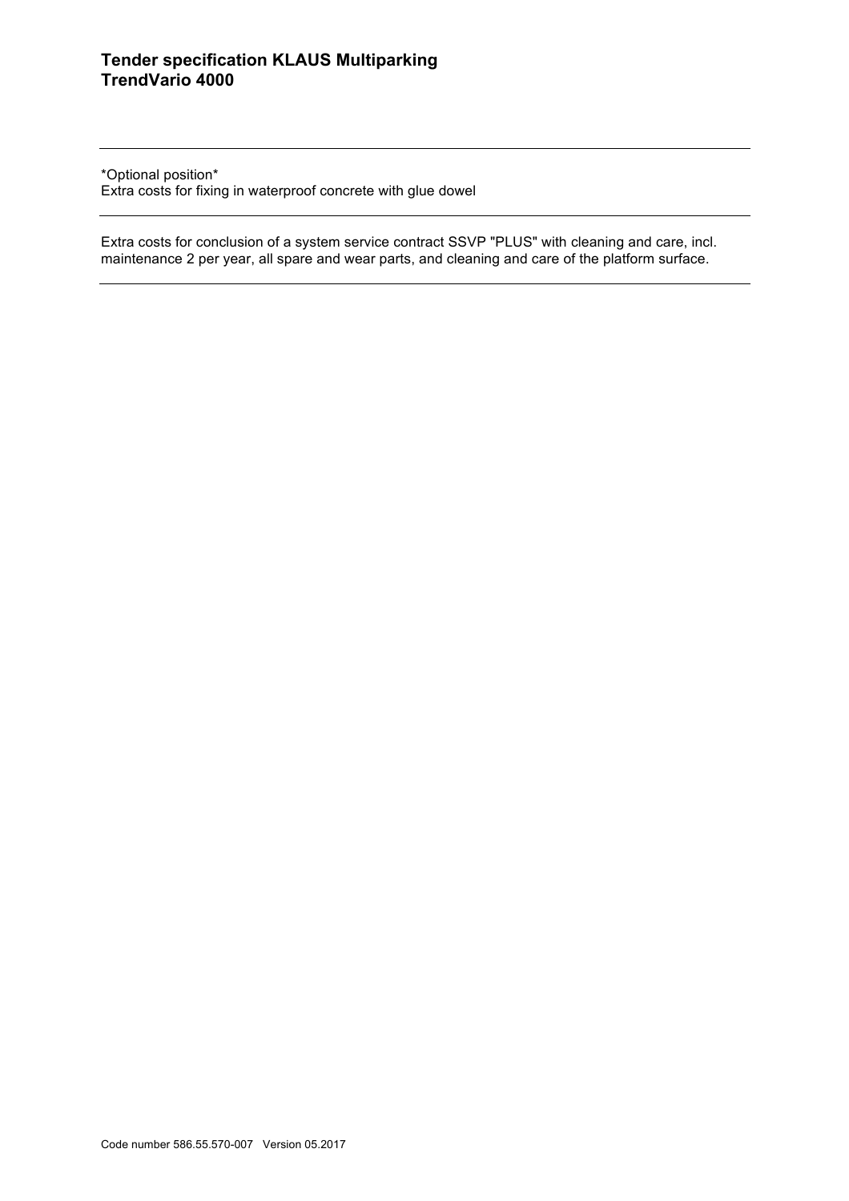---

*Optional position*
Extra costs for fixing in waterproof concrete with glue dowel

---

Extra costs for conclusion of a system service contract SSVP "PLUS" with cleaning and care, incl. maintenance 2 per year, all spare and wear parts, and cleaning and care of the platform surface.

---